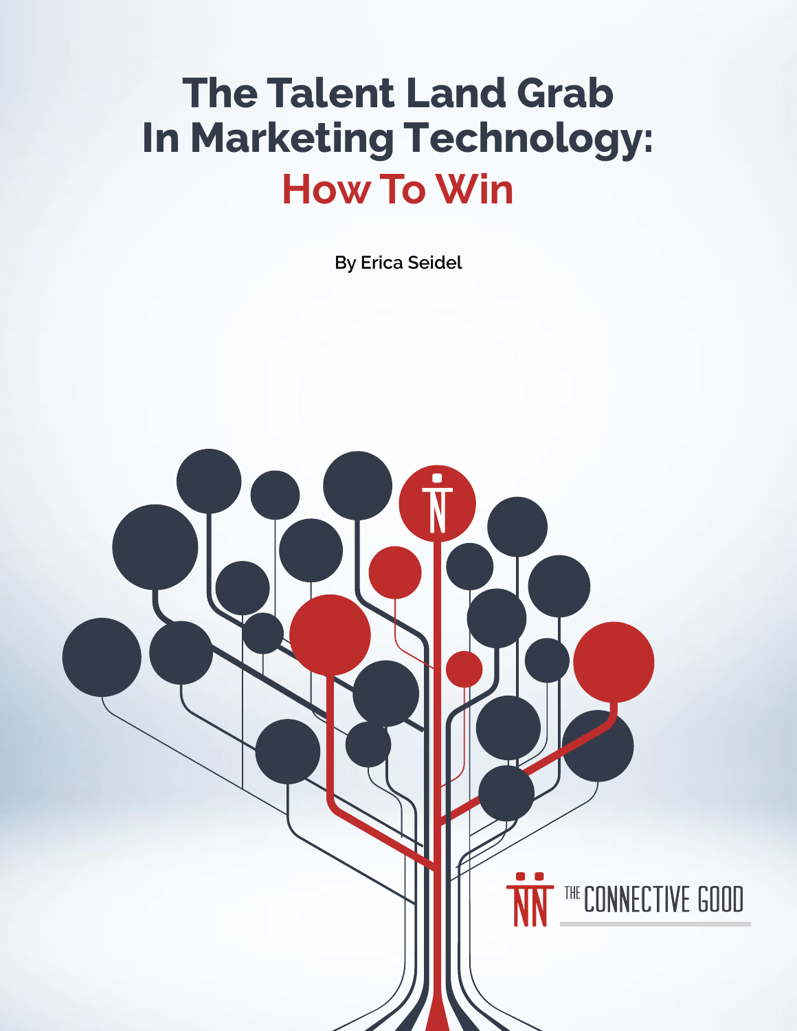# The Talent Land Grab In Marketing Technology: How To Win

By Erica Seidel

THE CONNECTIVE GOOD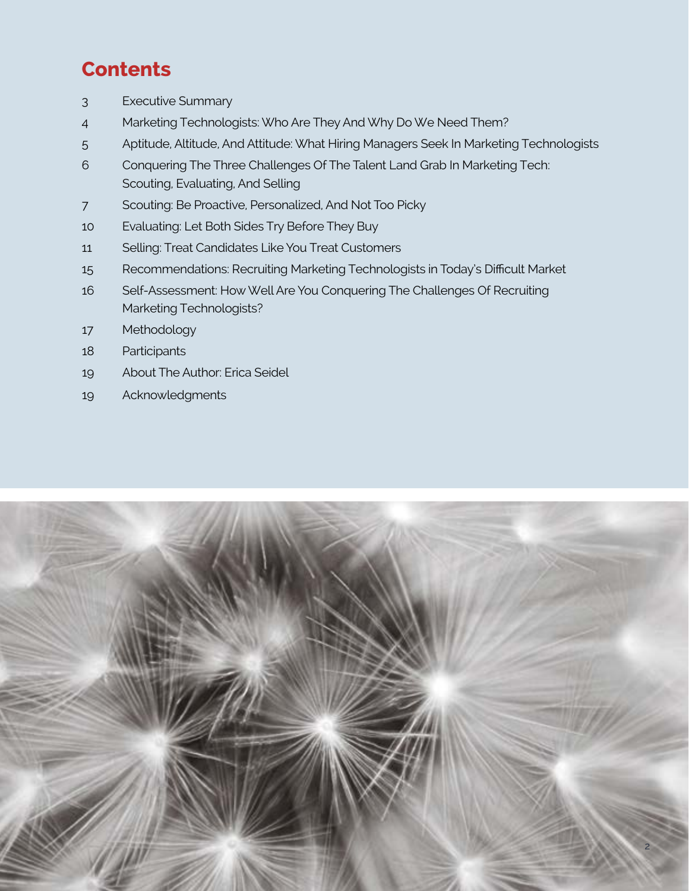## Contents

| | |
|---|---|
| 3 | Executive Summary |
| 4 | Marketing Technologists: Who Are They And Why Do We Need Them? |
| 5 | Aptitude, Altitude, And Attitude: What Hiring Managers Seek In Marketing Technologists |
| 6 | Conquering The Three Challenges Of The Talent Land Grab In Marketing Tech: Scouting, Evaluating, And Selling |
| 7 | Scouting: Be Proactive, Personalized, And Not Too Picky |
| 10 | Evaluating: Let Both Sides Try Before They Buy |
| 11 | Selling: Treat Candidates Like You Treat Customers |
| 15 | Recommendations: Recruiting Marketing Technologists in Today's Difficult Market |
| 16 | Self-Assessment: How Well Are You Conquering The Challenges Of Recruiting Marketing Technologists? |
| 17 | Methodology |
| 18 | Participants |
| 19 | About The Author: Erica Seidel |
| 19 | Acknowledgments |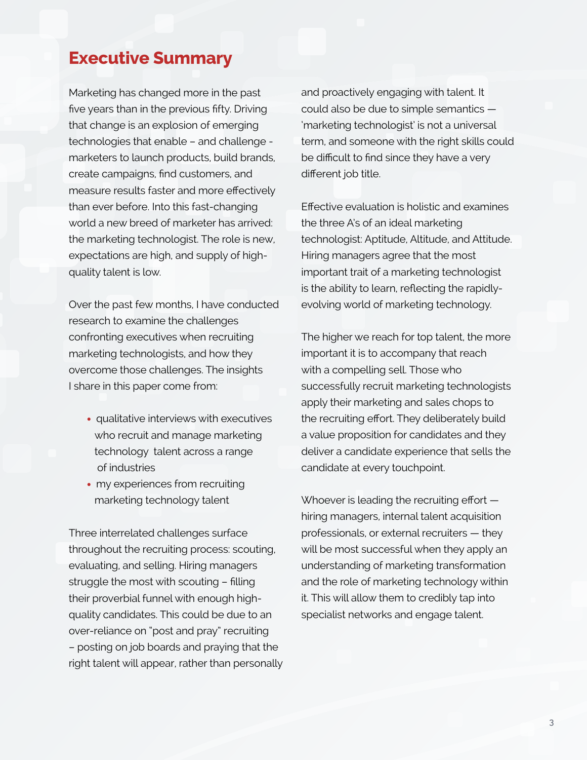# Executive Summary

Marketing has changed more in the past five years than in the previous fifty. Driving that change is an explosion of emerging technologies that enable – and challenge - marketers to launch products, build brands, create campaigns, find customers, and measure results faster and more effectively than ever before. Into this fast-changing world a new breed of marketer has arrived: the marketing technologist. The role is new, expectations are high, and supply of high-quality talent is low.

Over the past few months, I have conducted research to examine the challenges confronting executives when recruiting marketing technologists, and how they overcome those challenges. The insights I share in this paper come from:

- qualitative interviews with executives who recruit and manage marketing technology talent across a range of industries
- my experiences from recruiting marketing technology talent

Three interrelated challenges surface throughout the recruiting process: scouting, evaluating, and selling. Hiring managers struggle the most with scouting – filling their proverbial funnel with enough high-quality candidates. This could be due to an over-reliance on "post and pray" recruiting – posting on job boards and praying that the right talent will appear, rather than personally and proactively engaging with talent. It could also be due to simple semantics — 'marketing technologist' is not a universal term, and someone with the right skills could be difficult to find since they have a very different job title.

Effective evaluation is holistic and examines the three A's of an ideal marketing technologist: Aptitude, Altitude, and Attitude. Hiring managers agree that the most important trait of a marketing technologist is the ability to learn, reflecting the rapidly-evolving world of marketing technology.

The higher we reach for top talent, the more important it is to accompany that reach with a compelling sell. Those who successfully recruit marketing technologists apply their marketing and sales chops to the recruiting effort. They deliberately build a value proposition for candidates and they deliver a candidate experience that sells the candidate at every touchpoint.

Whoever is leading the recruiting effort — hiring managers, internal talent acquisition professionals, or external recruiters — they will be most successful when they apply an understanding of marketing transformation and the role of marketing technology within it. This will allow them to credibly tap into specialist networks and engage talent.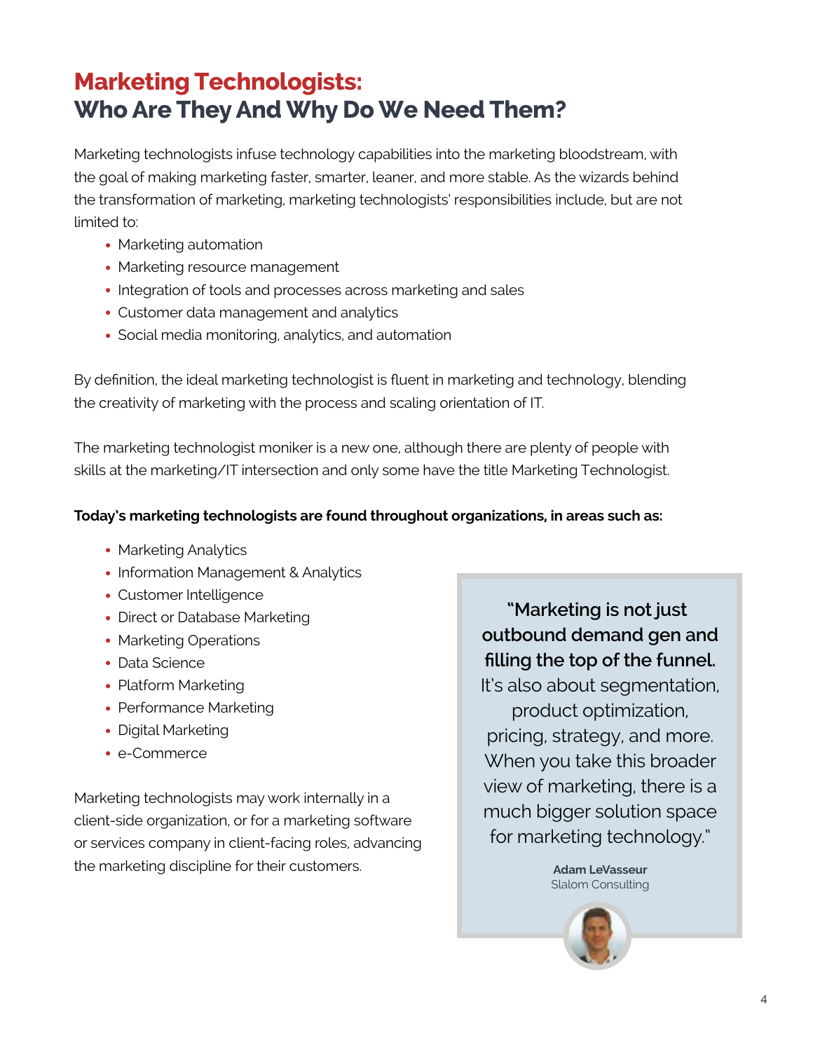# Marketing Technologists: Who Are They And Why Do We Need Them?

Marketing technologists infuse technology capabilities into the marketing bloodstream, with the goal of making marketing faster, smarter, leaner, and more stable. As the wizards behind the transformation of marketing, marketing technologists' responsibilities include, but are not limited to:

- Marketing automation
- Marketing resource management
- Integration of tools and processes across marketing and sales
- Customer data management and analytics
- Social media monitoring, analytics, and automation

By definition, the ideal marketing technologist is fluent in marketing and technology, blending the creativity of marketing with the process and scaling orientation of IT.

The marketing technologist moniker is a new one, although there are plenty of people with skills at the marketing/IT intersection and only some have the title Marketing Technologist.

**Today's marketing technologists are found throughout organizations, in areas such as:**

- Marketing Analytics
- Information Management & Analytics
- Customer Intelligence
- Direct or Database Marketing
- Marketing Operations
- Data Science
- Platform Marketing
- Performance Marketing
- Digital Marketing
- e-Commerce

Marketing technologists may work internally in a client-side organization, or for a marketing software or services company in client-facing roles, advancing the marketing discipline for their customers.

> **"Marketing is not just outbound demand gen and filling the top of the funnel.** It's also about segmentation, product optimization, pricing, strategy, and more. When you take this broader view of marketing, there is a much bigger solution space for marketing technology."
>
> **Adam LeVasseur**
> Slalom Consulting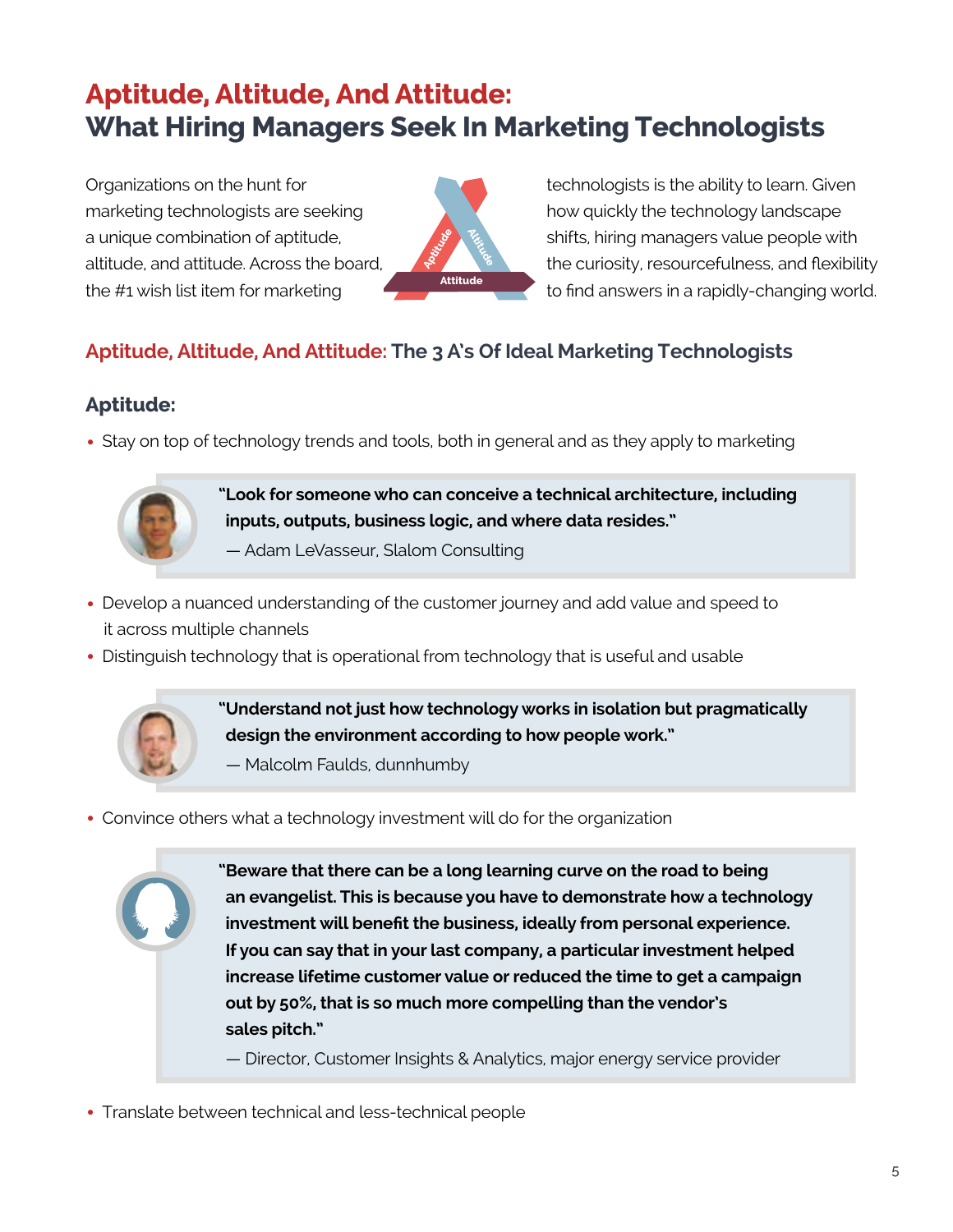# Aptitude, Altitude, And Attitude: What Hiring Managers Seek In Marketing Technologists

Organizations on the hunt for marketing technologists are seeking a unique combination of aptitude, altitude, and attitude. Across the board, the #1 wish list item for marketing technologists is the ability to learn. Given how quickly the technology landscape shifts, hiring managers value people with the curiosity, resourcefulness, and flexibility to find answers in a rapidly-changing world.

## Aptitude, Altitude, And Attitude: The 3 A's Of Ideal Marketing Technologists

### Aptitude:

- Stay on top of technology trends and tools, both in general and as they apply to marketing

> **"Look for someone who can conceive a technical architecture, including inputs, outputs, business logic, and where data resides."**
>
> — Adam LeVasseur, Slalom Consulting

- Develop a nuanced understanding of the customer journey and add value and speed to it across multiple channels
- Distinguish technology that is operational from technology that is useful and usable

> **"Understand not just how technology works in isolation but pragmatically design the environment according to how people work."**
>
> — Malcolm Faulds, dunnhumby

- Convince others what a technology investment will do for the organization

> **"Beware that there can be a long learning curve on the road to being an evangelist. This is because you have to demonstrate how a technology investment will benefit the business, ideally from personal experience. If you can say that in your last company, a particular investment helped increase lifetime customer value or reduced the time to get a campaign out by 50%, that is so much more compelling than the vendor's sales pitch."**
>
> — Director, Customer Insights & Analytics, major energy service provider

- Translate between technical and less-technical people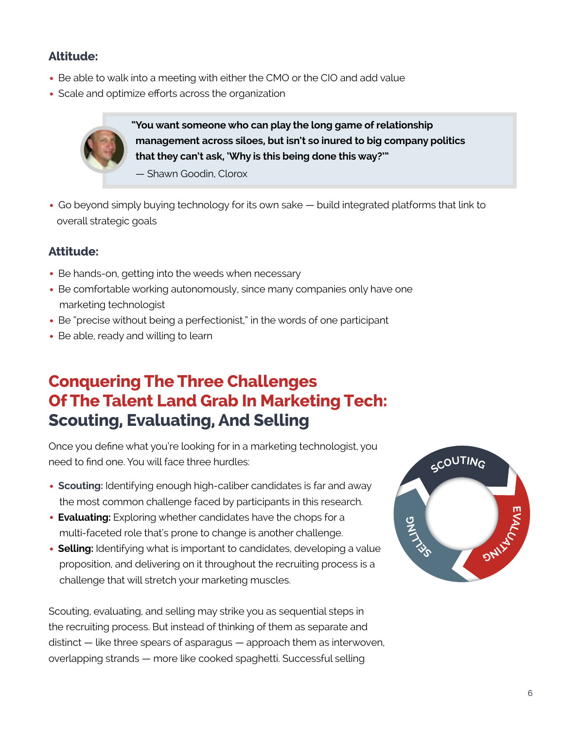### Altitude:

- Be able to walk into a meeting with either the CMO or the CIO and add value
- Scale and optimize efforts across the organization

> **"You want someone who can play the long game of relationship management across siloes, but isn't so inured to big company politics that they can't ask, 'Why is this being done this way?'"**
>
> — Shawn Goodin, Clorox

- Go beyond simply buying technology for its own sake — build integrated platforms that link to overall strategic goals

### Attitude:

- Be hands-on, getting into the weeds when necessary
- Be comfortable working autonomously, since many companies only have one marketing technologist
- Be "precise without being a perfectionist," in the words of one participant
- Be able, ready and willing to learn

## Conquering The Three Challenges Of The Talent Land Grab In Marketing Tech: Scouting, Evaluating, And Selling

Once you define what you're looking for in a marketing technologist, you need to find one. You will face three hurdles:

- **Scouting:** Identifying enough high-caliber candidates is far and away the most common challenge faced by participants in this research.
- **Evaluating:** Exploring whether candidates have the chops for a multi-faceted role that's prone to change is another challenge.
- **Selling:** Identifying what is important to candidates, developing a value proposition, and delivering on it throughout the recruiting process is a challenge that will stretch your marketing muscles.

SCOUTING · EVALUATING · SELLING

Scouting, evaluating, and selling may strike you as sequential steps in the recruiting process. But instead of thinking of them as separate and distinct — like three spears of asparagus — approach them as interwoven, overlapping strands — more like cooked spaghetti. Successful selling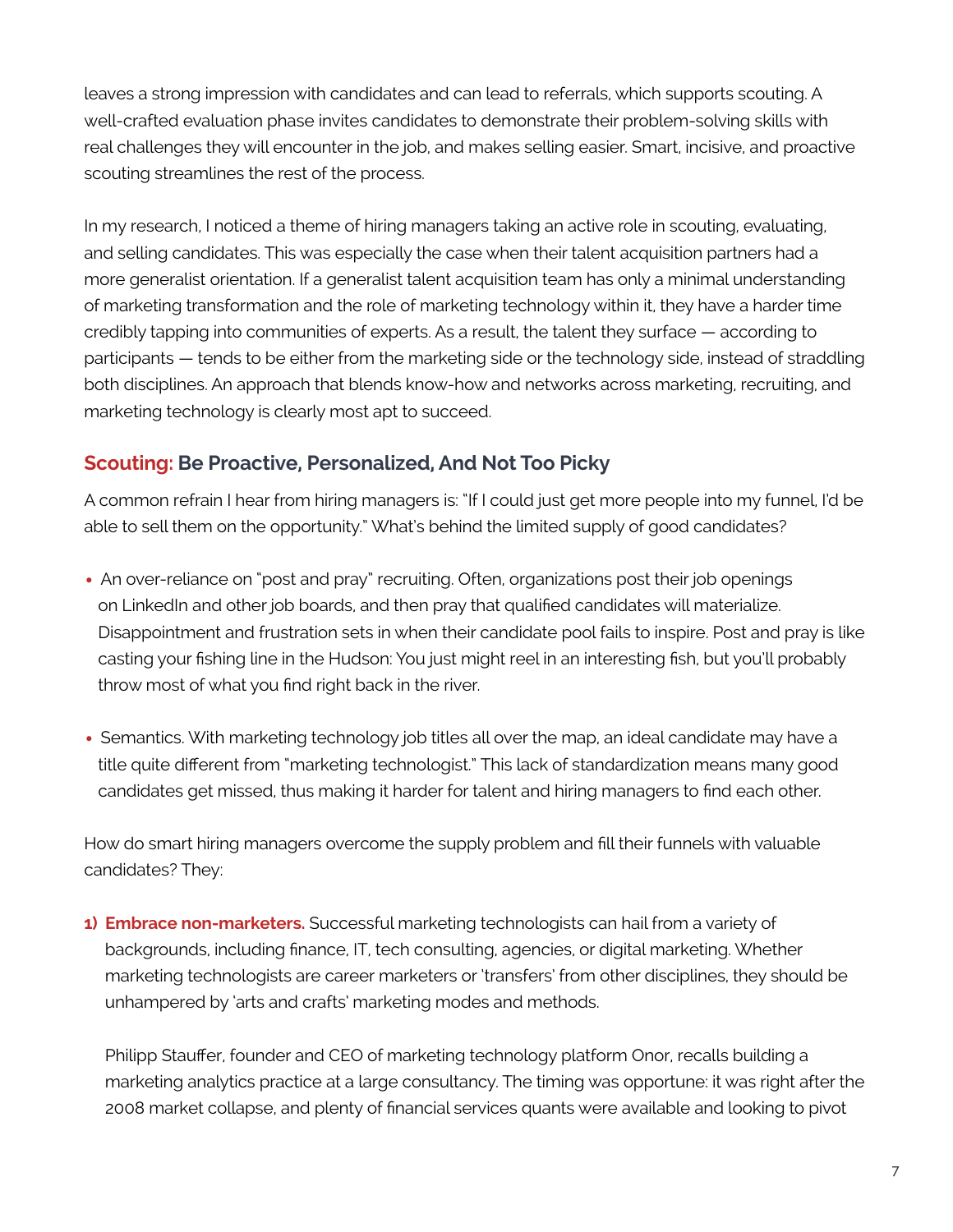leaves a strong impression with candidates and can lead to referrals, which supports scouting. A well-crafted evaluation phase invites candidates to demonstrate their problem-solving skills with real challenges they will encounter in the job, and makes selling easier. Smart, incisive, and proactive scouting streamlines the rest of the process.

In my research, I noticed a theme of hiring managers taking an active role in scouting, evaluating, and selling candidates. This was especially the case when their talent acquisition partners had a more generalist orientation. If a generalist talent acquisition team has only a minimal understanding of marketing transformation and the role of marketing technology within it, they have a harder time credibly tapping into communities of experts. As a result, the talent they surface — according to participants — tends to be either from the marketing side or the technology side, instead of straddling both disciplines. An approach that blends know-how and networks across marketing, recruiting, and marketing technology is clearly most apt to succeed.

## Scouting: Be Proactive, Personalized, And Not Too Picky

A common refrain I hear from hiring managers is: "If I could just get more people into my funnel, I'd be able to sell them on the opportunity." What's behind the limited supply of good candidates?

- An over-reliance on "post and pray" recruiting. Often, organizations post their job openings on LinkedIn and other job boards, and then pray that qualified candidates will materialize. Disappointment and frustration sets in when their candidate pool fails to inspire. Post and pray is like casting your fishing line in the Hudson: You just might reel in an interesting fish, but you'll probably throw most of what you find right back in the river.

- Semantics. With marketing technology job titles all over the map, an ideal candidate may have a title quite different from "marketing technologist." This lack of standardization means many good candidates get missed, thus making it harder for talent and hiring managers to find each other.

How do smart hiring managers overcome the supply problem and fill their funnels with valuable candidates? They:

1) **Embrace non-marketers.** Successful marketing technologists can hail from a variety of backgrounds, including finance, IT, tech consulting, agencies, or digital marketing. Whether marketing technologists are career marketers or 'transfers' from other disciplines, they should be unhampered by 'arts and crafts' marketing modes and methods.

   Philipp Stauffer, founder and CEO of marketing technology platform Onor, recalls building a marketing analytics practice at a large consultancy. The timing was opportune: it was right after the 2008 market collapse, and plenty of financial services quants were available and looking to pivot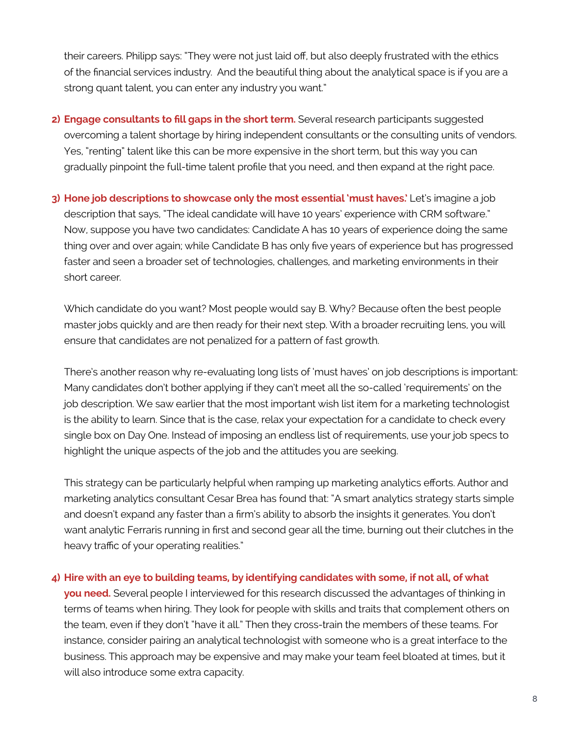their careers. Philipp says: "They were not just laid off, but also deeply frustrated with the ethics of the financial services industry. And the beautiful thing about the analytical space is if you are a strong quant talent, you can enter any industry you want."

2) **Engage consultants to fill gaps in the short term.** Several research participants suggested overcoming a talent shortage by hiring independent consultants or the consulting units of vendors. Yes, "renting" talent like this can be more expensive in the short term, but this way you can gradually pinpoint the full-time talent profile that you need, and then expand at the right pace.

3) **Hone job descriptions to showcase only the most essential 'must haves.'** Let's imagine a job description that says, "The ideal candidate will have 10 years' experience with CRM software." Now, suppose you have two candidates: Candidate A has 10 years of experience doing the same thing over and over again; while Candidate B has only five years of experience but has progressed faster and seen a broader set of technologies, challenges, and marketing environments in their short career.

   Which candidate do you want? Most people would say B. Why? Because often the best people master jobs quickly and are then ready for their next step. With a broader recruiting lens, you will ensure that candidates are not penalized for a pattern of fast growth.

   There's another reason why re-evaluating long lists of 'must haves' on job descriptions is important: Many candidates don't bother applying if they can't meet all the so-called 'requirements' on the job description. We saw earlier that the most important wish list item for a marketing technologist is the ability to learn. Since that is the case, relax your expectation for a candidate to check every single box on Day One. Instead of imposing an endless list of requirements, use your job specs to highlight the unique aspects of the job and the attitudes you are seeking.

   This strategy can be particularly helpful when ramping up marketing analytics efforts. Author and marketing analytics consultant Cesar Brea has found that: "A smart analytics strategy starts simple and doesn't expand any faster than a firm's ability to absorb the insights it generates. You don't want analytic Ferraris running in first and second gear all the time, burning out their clutches in the heavy traffic of your operating realities."

4) **Hire with an eye to building teams, by identifying candidates with some, if not all, of what you need.** Several people I interviewed for this research discussed the advantages of thinking in terms of teams when hiring. They look for people with skills and traits that complement others on the team, even if they don't "have it all." Then they cross-train the members of these teams. For instance, consider pairing an analytical technologist with someone who is a great interface to the business. This approach may be expensive and may make your team feel bloated at times, but it will also introduce some extra capacity.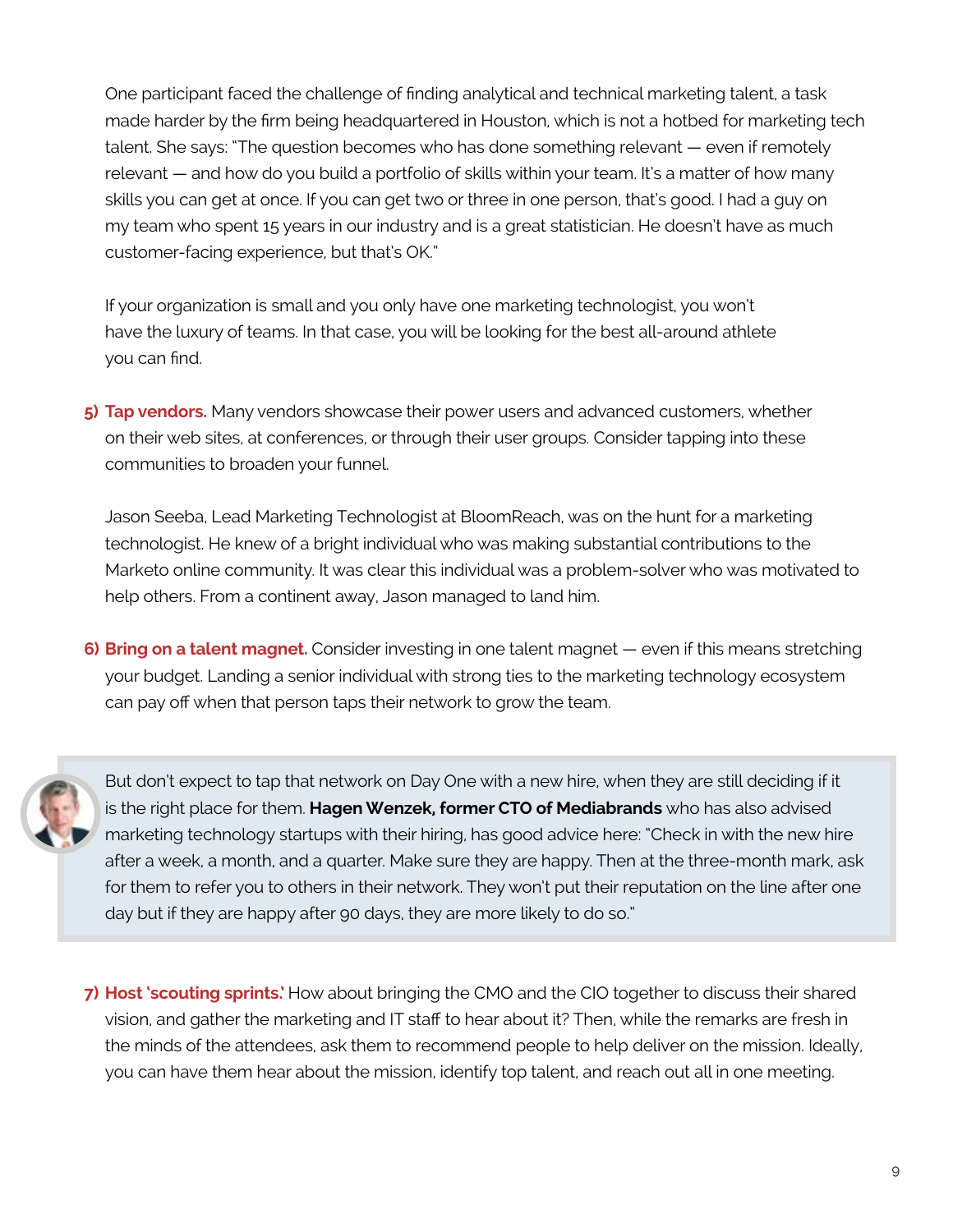One participant faced the challenge of finding analytical and technical marketing talent, a task made harder by the firm being headquartered in Houston, which is not a hotbed for marketing tech talent. She says: "The question becomes who has done something relevant — even if remotely relevant — and how do you build a portfolio of skills within your team. It's a matter of how many skills you can get at once. If you can get two or three in one person, that's good. I had a guy on my team who spent 15 years in our industry and is a great statistician. He doesn't have as much customer-facing experience, but that's OK."

If your organization is small and you only have one marketing technologist, you won't have the luxury of teams. In that case, you will be looking for the best all-around athlete you can find.

5) **Tap vendors.** Many vendors showcase their power users and advanced customers, whether on their web sites, at conferences, or through their user groups. Consider tapping into these communities to broaden your funnel.

   Jason Seeba, Lead Marketing Technologist at BloomReach, was on the hunt for a marketing technologist. He knew of a bright individual who was making substantial contributions to the Marketo online community. It was clear this individual was a problem-solver who was motivated to help others. From a continent away, Jason managed to land him.

6) **Bring on a talent magnet.** Consider investing in one talent magnet — even if this means stretching your budget. Landing a senior individual with strong ties to the marketing technology ecosystem can pay off when that person taps their network to grow the team.

> But don't expect to tap that network on Day One with a new hire, when they are still deciding if it is the right place for them. **Hagen Wenzek, former CTO of Mediabrands** who has also advised marketing technology startups with their hiring, has good advice here: "Check in with the new hire after a week, a month, and a quarter. Make sure they are happy. Then at the three-month mark, ask for them to refer you to others in their network. They won't put their reputation on the line after one day but if they are happy after 90 days, they are more likely to do so."

7) **Host 'scouting sprints.'** How about bringing the CMO and the CIO together to discuss their shared vision, and gather the marketing and IT staff to hear about it? Then, while the remarks are fresh in the minds of the attendees, ask them to recommend people to help deliver on the mission. Ideally, you can have them hear about the mission, identify top talent, and reach out all in one meeting.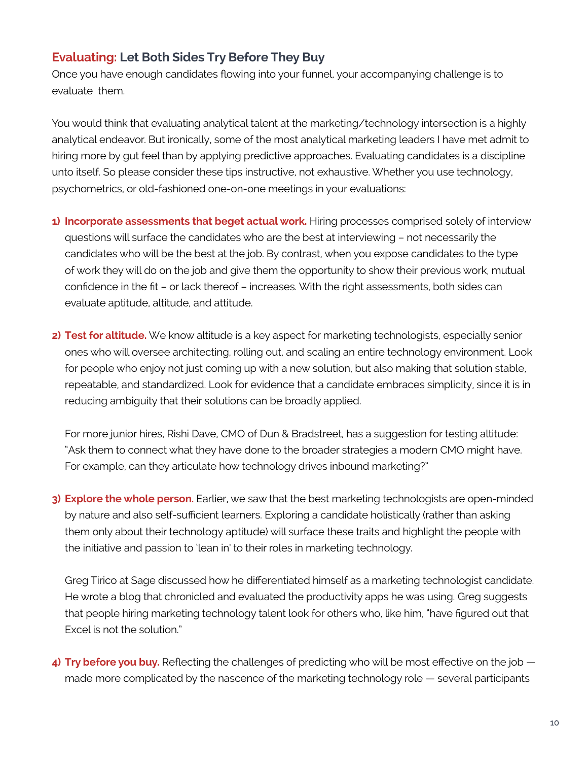## Evaluating: Let Both Sides Try Before They Buy

Once you have enough candidates flowing into your funnel, your accompanying challenge is to evaluate them.

You would think that evaluating analytical talent at the marketing/technology intersection is a highly analytical endeavor. But ironically, some of the most analytical marketing leaders I have met admit to hiring more by gut feel than by applying predictive approaches. Evaluating candidates is a discipline unto itself. So please consider these tips instructive, not exhaustive. Whether you use technology, psychometrics, or old-fashioned one-on-one meetings in your evaluations:

1) **Incorporate assessments that beget actual work.** Hiring processes comprised solely of interview questions will surface the candidates who are the best at interviewing – not necessarily the candidates who will be the best at the job. By contrast, when you expose candidates to the type of work they will do on the job and give them the opportunity to show their previous work, mutual confidence in the fit – or lack thereof – increases. With the right assessments, both sides can evaluate aptitude, altitude, and attitude.

2) **Test for altitude.** We know altitude is a key aspect for marketing technologists, especially senior ones who will oversee architecting, rolling out, and scaling an entire technology environment. Look for people who enjoy not just coming up with a new solution, but also making that solution stable, repeatable, and standardized. Look for evidence that a candidate embraces simplicity, since it is in reducing ambiguity that their solutions can be broadly applied.

   For more junior hires, Rishi Dave, CMO of Dun & Bradstreet, has a suggestion for testing altitude: "Ask them to connect what they have done to the broader strategies a modern CMO might have. For example, can they articulate how technology drives inbound marketing?"

3) **Explore the whole person.** Earlier, we saw that the best marketing technologists are open-minded by nature and also self-sufficient learners. Exploring a candidate holistically (rather than asking them only about their technology aptitude) will surface these traits and highlight the people with the initiative and passion to 'lean in' to their roles in marketing technology.

   Greg Tirico at Sage discussed how he differentiated himself as a marketing technologist candidate. He wrote a blog that chronicled and evaluated the productivity apps he was using. Greg suggests that people hiring marketing technology talent look for others who, like him, "have figured out that Excel is not the solution."

4) **Try before you buy.** Reflecting the challenges of predicting who will be most effective on the job — made more complicated by the nascence of the marketing technology role — several participants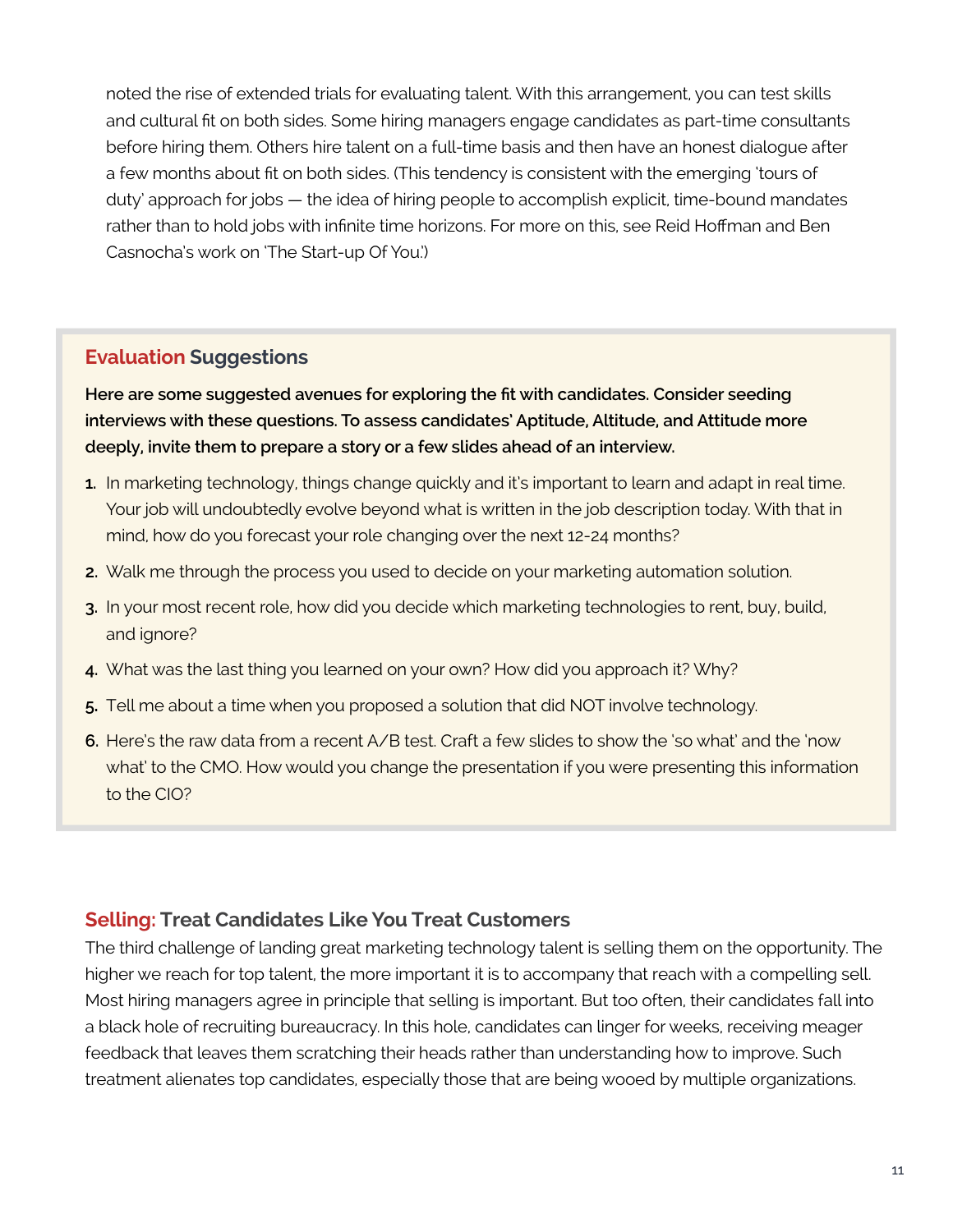noted the rise of extended trials for evaluating talent. With this arrangement, you can test skills and cultural fit on both sides. Some hiring managers engage candidates as part-time consultants before hiring them. Others hire talent on a full-time basis and then have an honest dialogue after a few months about fit on both sides. (This tendency is consistent with the emerging 'tours of duty' approach for jobs — the idea of hiring people to accomplish explicit, time-bound mandates rather than to hold jobs with infinite time horizons. For more on this, see Reid Hoffman and Ben Casnocha's work on 'The Start-up Of You.')

### Evaluation Suggestions

**Here are some suggested avenues for exploring the fit with candidates. Consider seeding interviews with these questions. To assess candidates' Aptitude, Altitude, and Attitude more deeply, invite them to prepare a story or a few slides ahead of an interview.**

1. In marketing technology, things change quickly and it's important to learn and adapt in real time. Your job will undoubtedly evolve beyond what is written in the job description today. With that in mind, how do you forecast your role changing over the next 12-24 months?
2. Walk me through the process you used to decide on your marketing automation solution.
3. In your most recent role, how did you decide which marketing technologies to rent, buy, build, and ignore?
4. What was the last thing you learned on your own? How did you approach it? Why?
5. Tell me about a time when you proposed a solution that did NOT involve technology.
6. Here's the raw data from a recent A/B test. Craft a few slides to show the 'so what' and the 'now what' to the CMO. How would you change the presentation if you were presenting this information to the CIO?

## Selling: Treat Candidates Like You Treat Customers

The third challenge of landing great marketing technology talent is selling them on the opportunity. The higher we reach for top talent, the more important it is to accompany that reach with a compelling sell. Most hiring managers agree in principle that selling is important. But too often, their candidates fall into a black hole of recruiting bureaucracy. In this hole, candidates can linger for weeks, receiving meager feedback that leaves them scratching their heads rather than understanding how to improve. Such treatment alienates top candidates, especially those that are being wooed by multiple organizations.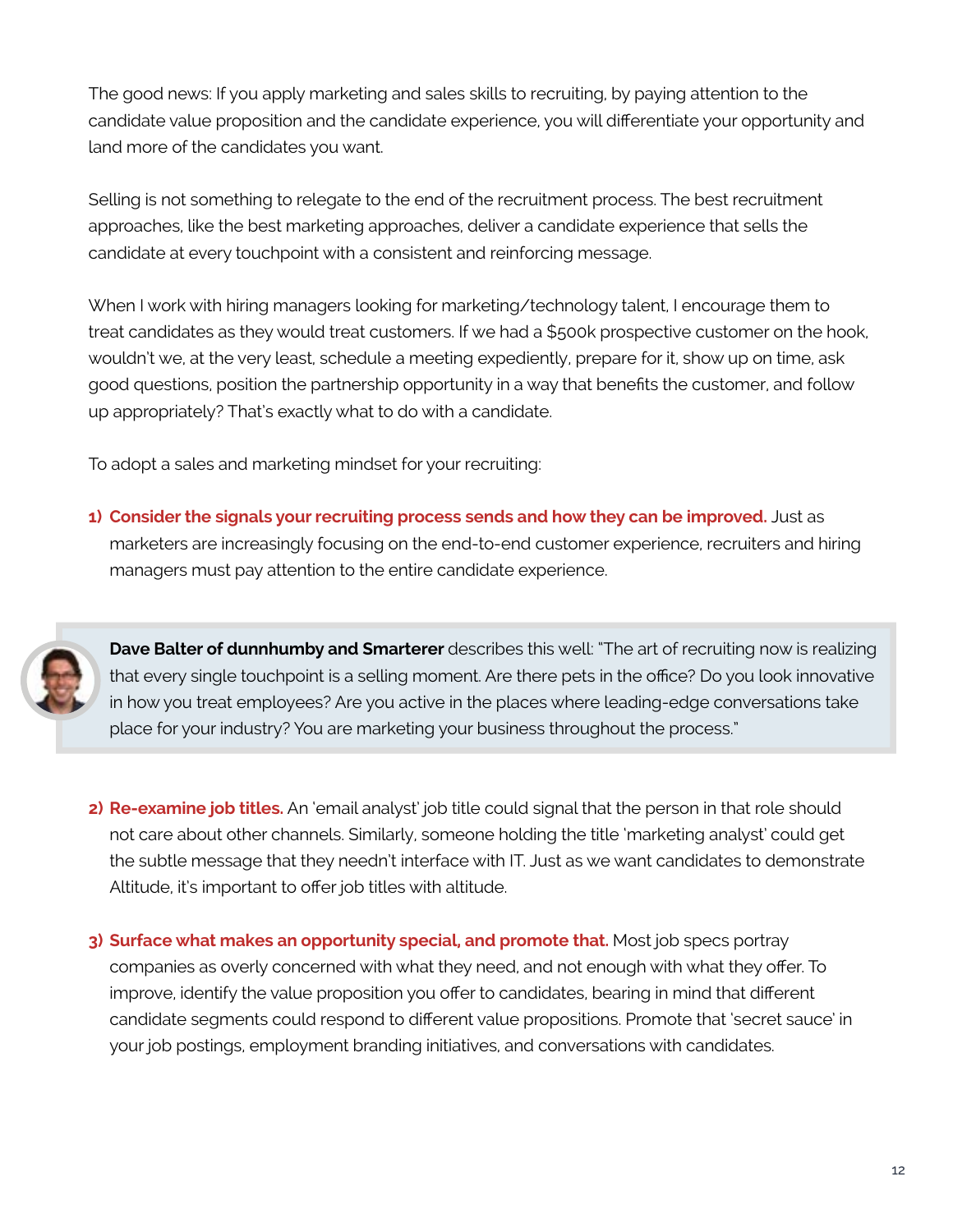The good news: If you apply marketing and sales skills to recruiting, by paying attention to the candidate value proposition and the candidate experience, you will differentiate your opportunity and land more of the candidates you want.

Selling is not something to relegate to the end of the recruitment process. The best recruitment approaches, like the best marketing approaches, deliver a candidate experience that sells the candidate at every touchpoint with a consistent and reinforcing message.

When I work with hiring managers looking for marketing/technology talent, I encourage them to treat candidates as they would treat customers. If we had a $500k prospective customer on the hook, wouldn't we, at the very least, schedule a meeting expediently, prepare for it, show up on time, ask good questions, position the partnership opportunity in a way that benefits the customer, and follow up appropriately? That's exactly what to do with a candidate.

To adopt a sales and marketing mindset for your recruiting:

1) **Consider the signals your recruiting process sends and how they can be improved.** Just as marketers are increasingly focusing on the end-to-end customer experience, recruiters and hiring managers must pay attention to the entire candidate experience.

> **Dave Balter of dunnhumby and Smarterer** describes this well: "The art of recruiting now is realizing that every single touchpoint is a selling moment. Are there pets in the office? Do you look innovative in how you treat employees? Are you active in the places where leading-edge conversations take place for your industry? You are marketing your business throughout the process."

2) **Re-examine job titles.** An 'email analyst' job title could signal that the person in that role should not care about other channels. Similarly, someone holding the title 'marketing analyst' could get the subtle message that they needn't interface with IT. Just as we want candidates to demonstrate Altitude, it's important to offer job titles with altitude.

3) **Surface what makes an opportunity special, and promote that.** Most job specs portray companies as overly concerned with what they need, and not enough with what they offer. To improve, identify the value proposition you offer to candidates, bearing in mind that different candidate segments could respond to different value propositions. Promote that 'secret sauce' in your job postings, employment branding initiatives, and conversations with candidates.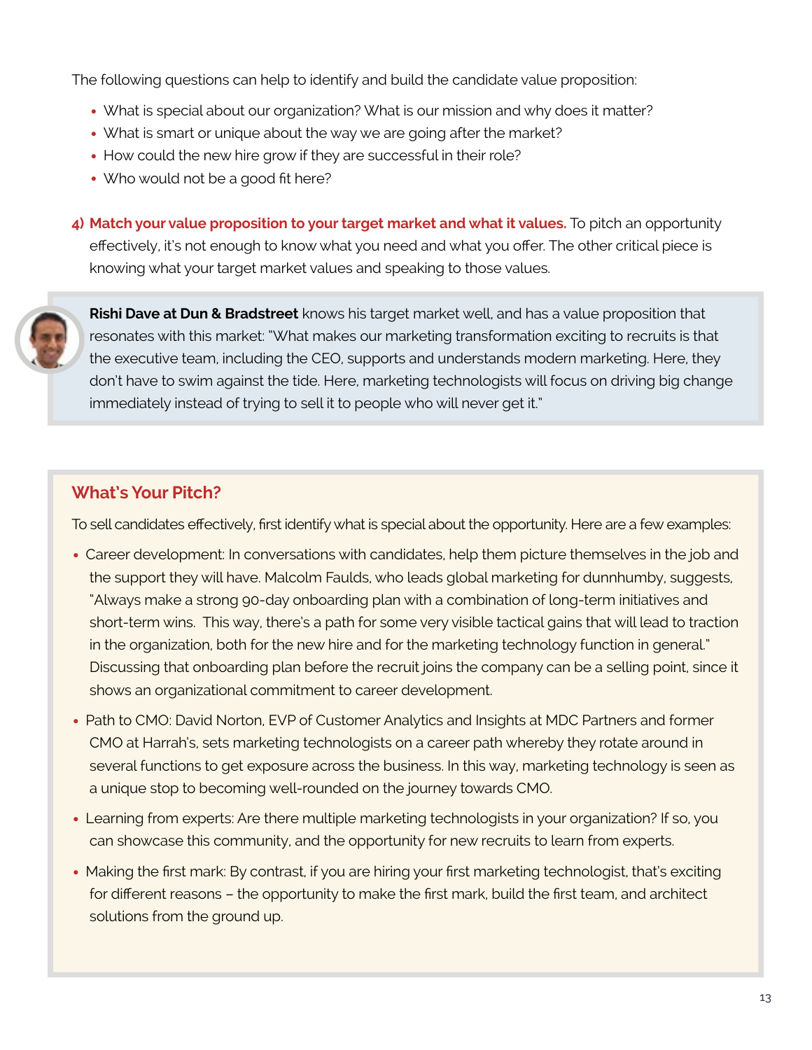The following questions can help to identify and build the candidate value proposition:

- What is special about our organization? What is our mission and why does it matter?
- What is smart or unique about the way we are going after the market?
- How could the new hire grow if they are successful in their role?
- Who would not be a good fit here?

**4) Match your value proposition to your target market and what it values.** To pitch an opportunity effectively, it's not enough to know what you need and what you offer. The other critical piece is knowing what your target market values and speaking to those values.

> **Rishi Dave at Dun & Bradstreet** knows his target market well, and has a value proposition that resonates with this market: "What makes our marketing transformation exciting to recruits is that the executive team, including the CEO, supports and understands modern marketing. Here, they don't have to swim against the tide. Here, marketing technologists will focus on driving big change immediately instead of trying to sell it to people who will never get it."

## What's Your Pitch?

To sell candidates effectively, first identify what is special about the opportunity. Here are a few examples:

- Career development: In conversations with candidates, help them picture themselves in the job and the support they will have. Malcolm Faulds, who leads global marketing for dunnhumby, suggests, "Always make a strong 90-day onboarding plan with a combination of long-term initiatives and short-term wins. This way, there's a path for some very visible tactical gains that will lead to traction in the organization, both for the new hire and for the marketing technology function in general." Discussing that onboarding plan before the recruit joins the company can be a selling point, since it shows an organizational commitment to career development.
- Path to CMO: David Norton, EVP of Customer Analytics and Insights at MDC Partners and former CMO at Harrah's, sets marketing technologists on a career path whereby they rotate around in several functions to get exposure across the business. In this way, marketing technology is seen as a unique stop to becoming well-rounded on the journey towards CMO.
- Learning from experts: Are there multiple marketing technologists in your organization? If so, you can showcase this community, and the opportunity for new recruits to learn from experts.
- Making the first mark: By contrast, if you are hiring your first marketing technologist, that's exciting for different reasons – the opportunity to make the first mark, build the first team, and architect solutions from the ground up.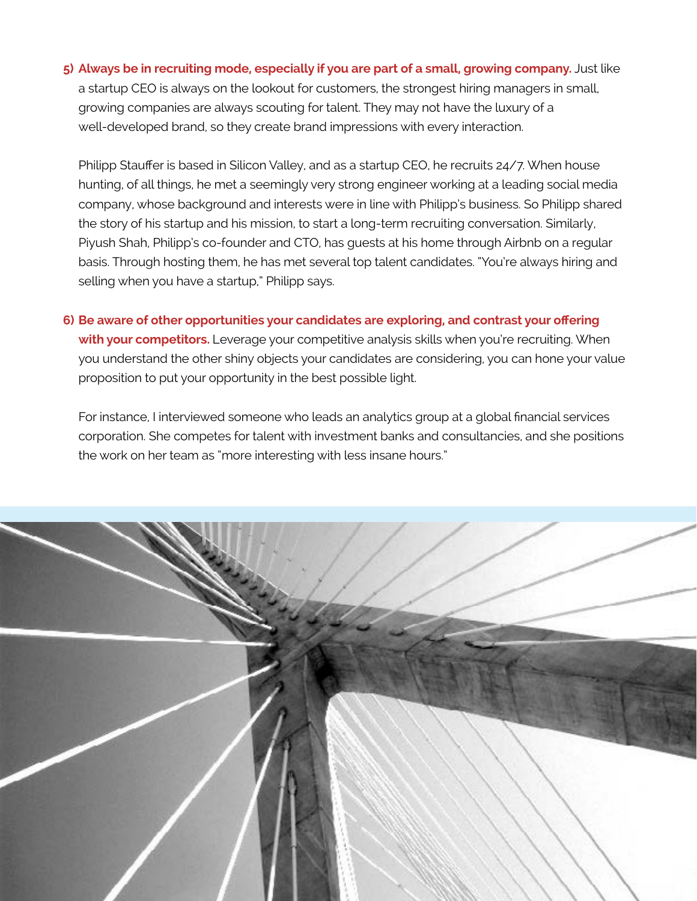5) **Always be in recruiting mode, especially if you are part of a small, growing company.** Just like a startup CEO is always on the lookout for customers, the strongest hiring managers in small, growing companies are always scouting for talent. They may not have the luxury of a well-developed brand, so they create brand impressions with every interaction.

   Philipp Stauffer is based in Silicon Valley, and as a startup CEO, he recruits 24/7. When house hunting, of all things, he met a seemingly very strong engineer working at a leading social media company, whose background and interests were in line with Philipp's business. So Philipp shared the story of his startup and his mission, to start a long-term recruiting conversation. Similarly, Piyush Shah, Philipp's co-founder and CTO, has guests at his home through Airbnb on a regular basis. Through hosting them, he has met several top talent candidates. "You're always hiring and selling when you have a startup," Philipp says.

6) **Be aware of other opportunities your candidates are exploring, and contrast your offering with your competitors.** Leverage your competitive analysis skills when you're recruiting. When you understand the other shiny objects your candidates are considering, you can hone your value proposition to put your opportunity in the best possible light.

   For instance, I interviewed someone who leads an analytics group at a global financial services corporation. She competes for talent with investment banks and consultancies, and she positions the work on her team as "more interesting with less insane hours."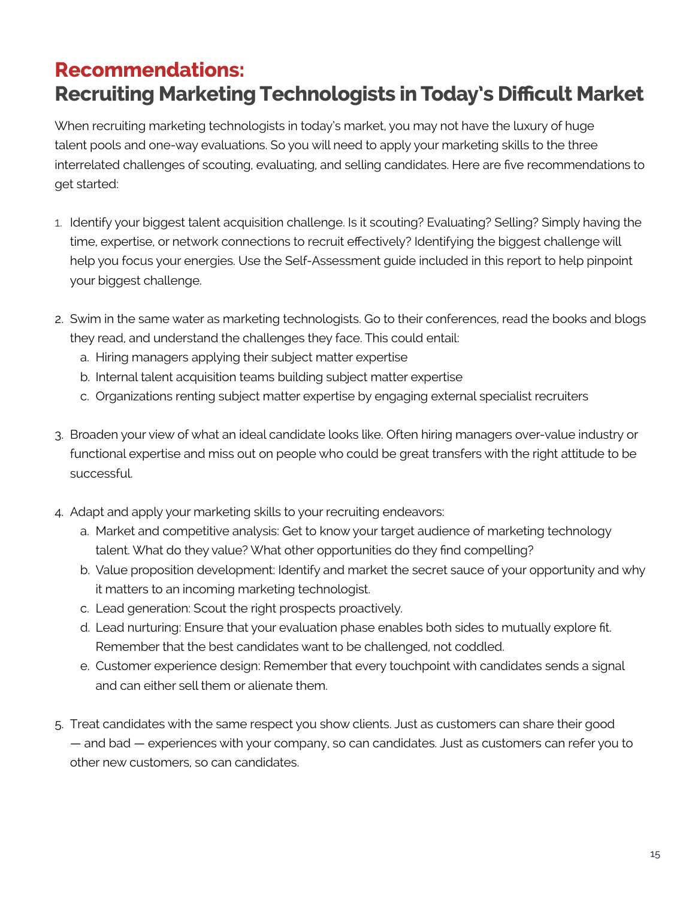# Recommendations:
# Recruiting Marketing Technologists in Today's Difficult Market

When recruiting marketing technologists in today's market, you may not have the luxury of huge talent pools and one-way evaluations. So you will need to apply your marketing skills to the three interrelated challenges of scouting, evaluating, and selling candidates. Here are five recommendations to get started:

1. Identify your biggest talent acquisition challenge. Is it scouting? Evaluating? Selling? Simply having the time, expertise, or network connections to recruit effectively? Identifying the biggest challenge will help you focus your energies. Use the Self-Assessment guide included in this report to help pinpoint your biggest challenge.

2. Swim in the same water as marketing technologists. Go to their conferences, read the books and blogs they read, and understand the challenges they face. This could entail:
   a. Hiring managers applying their subject matter expertise
   b. Internal talent acquisition teams building subject matter expertise
   c. Organizations renting subject matter expertise by engaging external specialist recruiters

3. Broaden your view of what an ideal candidate looks like. Often hiring managers over-value industry or functional expertise and miss out on people who could be great transfers with the right attitude to be successful.

4. Adapt and apply your marketing skills to your recruiting endeavors:
   a. Market and competitive analysis: Get to know your target audience of marketing technology talent. What do they value? What other opportunities do they find compelling?
   b. Value proposition development: Identify and market the secret sauce of your opportunity and why it matters to an incoming marketing technologist.
   c. Lead generation: Scout the right prospects proactively.
   d. Lead nurturing: Ensure that your evaluation phase enables both sides to mutually explore fit. Remember that the best candidates want to be challenged, not coddled.
   e. Customer experience design: Remember that every touchpoint with candidates sends a signal and can either sell them or alienate them.

5. Treat candidates with the same respect you show clients. Just as customers can share their good — and bad — experiences with your company, so can candidates. Just as customers can refer you to other new customers, so can candidates.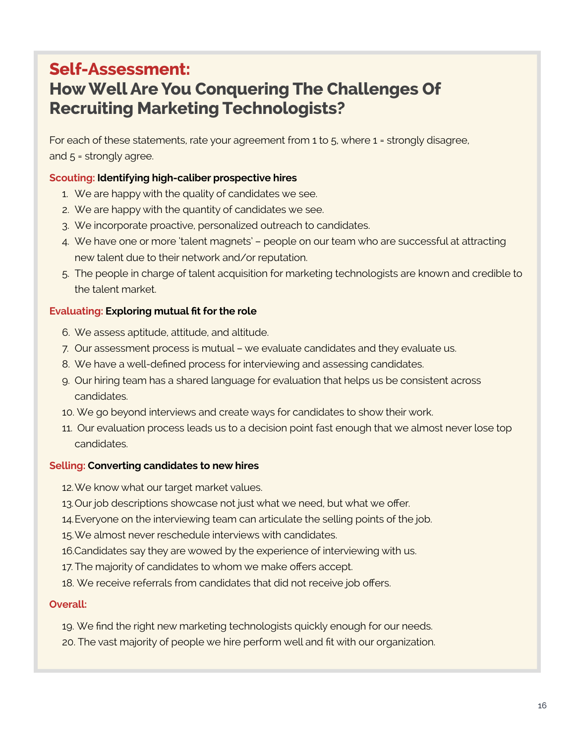# Self-Assessment:
## How Well Are You Conquering The Challenges Of Recruiting Marketing Technologists?

For each of these statements, rate your agreement from 1 to 5, where 1 = strongly disagree, and 5 = strongly agree.

**Scouting: Identifying high-caliber prospective hires**

1. We are happy with the quality of candidates we see.
2. We are happy with the quantity of candidates we see.
3. We incorporate proactive, personalized outreach to candidates.
4. We have one or more 'talent magnets' – people on our team who are successful at attracting new talent due to their network and/or reputation.
5. The people in charge of talent acquisition for marketing technologists are known and credible to the talent market.

**Evaluating: Exploring mutual fit for the role**

6. We assess aptitude, attitude, and altitude.
7. Our assessment process is mutual – we evaluate candidates and they evaluate us.
8. We have a well-defined process for interviewing and assessing candidates.
9. Our hiring team has a shared language for evaluation that helps us be consistent across candidates.
10. We go beyond interviews and create ways for candidates to show their work.
11. Our evaluation process leads us to a decision point fast enough that we almost never lose top candidates.

**Selling: Converting candidates to new hires**

12. We know what our target market values.
13. Our job descriptions showcase not just what we need, but what we offer.
14. Everyone on the interviewing team can articulate the selling points of the job.
15. We almost never reschedule interviews with candidates.
16. Candidates say they are wowed by the experience of interviewing with us.
17. The majority of candidates to whom we make offers accept.
18. We receive referrals from candidates that did not receive job offers.

**Overall:**

19. We find the right new marketing technologists quickly enough for our needs.
20. The vast majority of people we hire perform well and fit with our organization.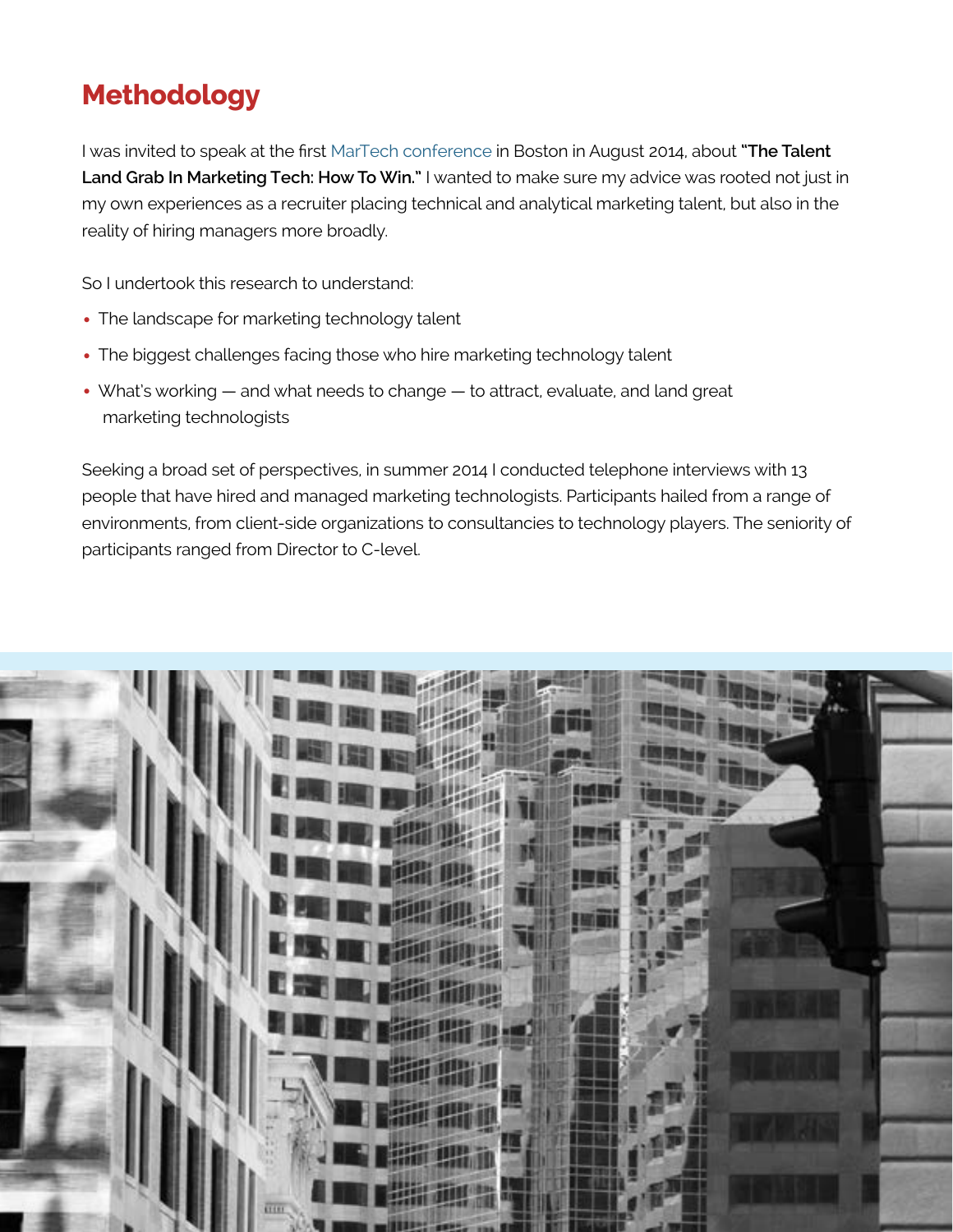# Methodology

I was invited to speak at the first MarTech conference in Boston in August 2014, about **"The Talent Land Grab In Marketing Tech: How To Win."** I wanted to make sure my advice was rooted not just in my own experiences as a recruiter placing technical and analytical marketing talent, but also in the reality of hiring managers more broadly.

So I undertook this research to understand:

- The landscape for marketing technology talent
- The biggest challenges facing those who hire marketing technology talent
- What's working — and what needs to change — to attract, evaluate, and land great marketing technologists

Seeking a broad set of perspectives, in summer 2014 I conducted telephone interviews with 13 people that have hired and managed marketing technologists. Participants hailed from a range of environments, from client-side organizations to consultancies to technology players. The seniority of participants ranged from Director to C-level.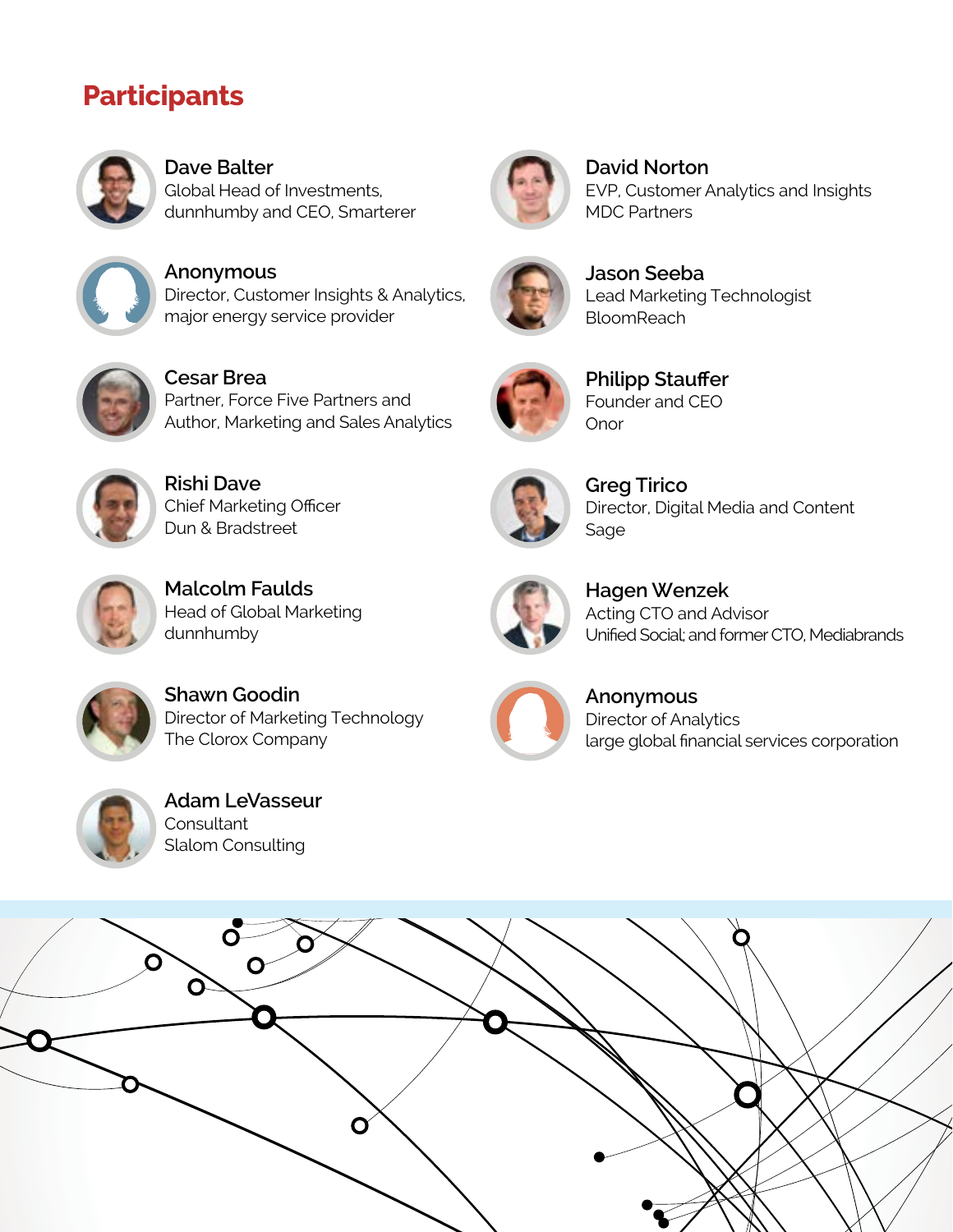## Participants

**Dave Balter**
Global Head of Investments, dunnhumby and CEO, Smarterer

**Anonymous**
Director, Customer Insights & Analytics, major energy service provider

**Cesar Brea**
Partner, Force Five Partners and Author, Marketing and Sales Analytics

**Rishi Dave**
Chief Marketing Officer
Dun & Bradstreet

**Malcolm Faulds**
Head of Global Marketing
dunnhumby

**Shawn Goodin**
Director of Marketing Technology
The Clorox Company

**Adam LeVasseur**
Consultant
Slalom Consulting

**David Norton**
EVP, Customer Analytics and Insights
MDC Partners

**Jason Seeba**
Lead Marketing Technologist
BloomReach

**Philipp Stauffer**
Founder and CEO
Onor

**Greg Tirico**
Director, Digital Media and Content
Sage

**Hagen Wenzek**
Acting CTO and Advisor
Unified Social; and former CTO, Mediabrands

**Anonymous**
Director of Analytics
large global financial services corporation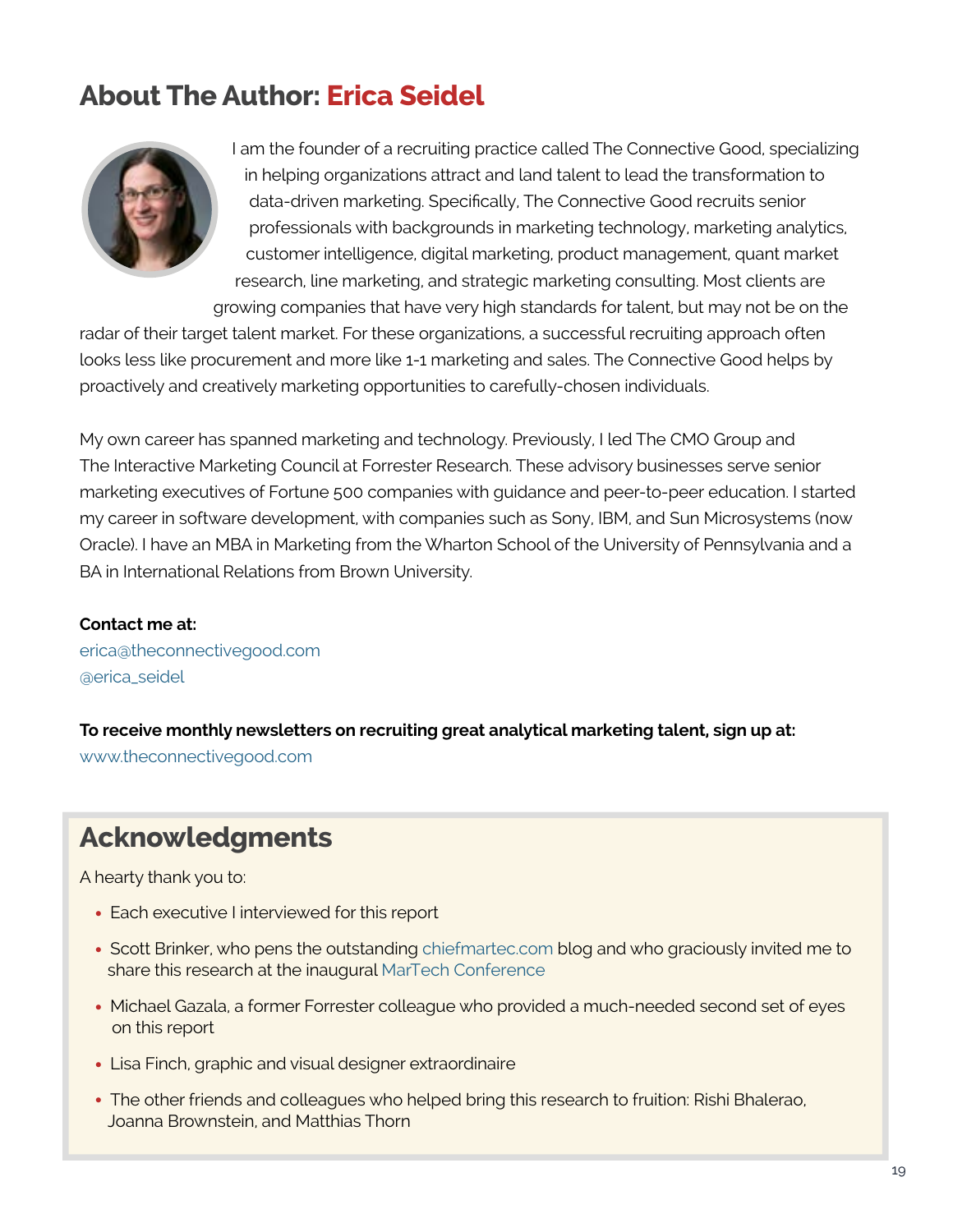# About The Author: Erica Seidel

I am the founder of a recruiting practice called The Connective Good, specializing in helping organizations attract and land talent to lead the transformation to data-driven marketing. Specifically, The Connective Good recruits senior professionals with backgrounds in marketing technology, marketing analytics, customer intelligence, digital marketing, product management, quant market research, line marketing, and strategic marketing consulting. Most clients are growing companies that have very high standards for talent, but may not be on the radar of their target talent market. For these organizations, a successful recruiting approach often looks less like procurement and more like 1-1 marketing and sales. The Connective Good helps by proactively and creatively marketing opportunities to carefully-chosen individuals.

My own career has spanned marketing and technology. Previously, I led The CMO Group and The Interactive Marketing Council at Forrester Research. These advisory businesses serve senior marketing executives of Fortune 500 companies with guidance and peer-to-peer education. I started my career in software development, with companies such as Sony, IBM, and Sun Microsystems (now Oracle). I have an MBA in Marketing from the Wharton School of the University of Pennsylvania and a BA in International Relations from Brown University.

**Contact me at:**
erica@theconnectivegood.com
@erica_seidel

**To receive monthly newsletters on recruiting great analytical marketing talent, sign up at:**
www.theconnectivegood.com

## Acknowledgments

A hearty thank you to:

- Each executive I interviewed for this report
- Scott Brinker, who pens the outstanding chiefmartec.com blog and who graciously invited me to share this research at the inaugural MarTech Conference
- Michael Gazala, a former Forrester colleague who provided a much-needed second set of eyes on this report
- Lisa Finch, graphic and visual designer extraordinaire
- The other friends and colleagues who helped bring this research to fruition: Rishi Bhalerao, Joanna Brownstein, and Matthias Thorn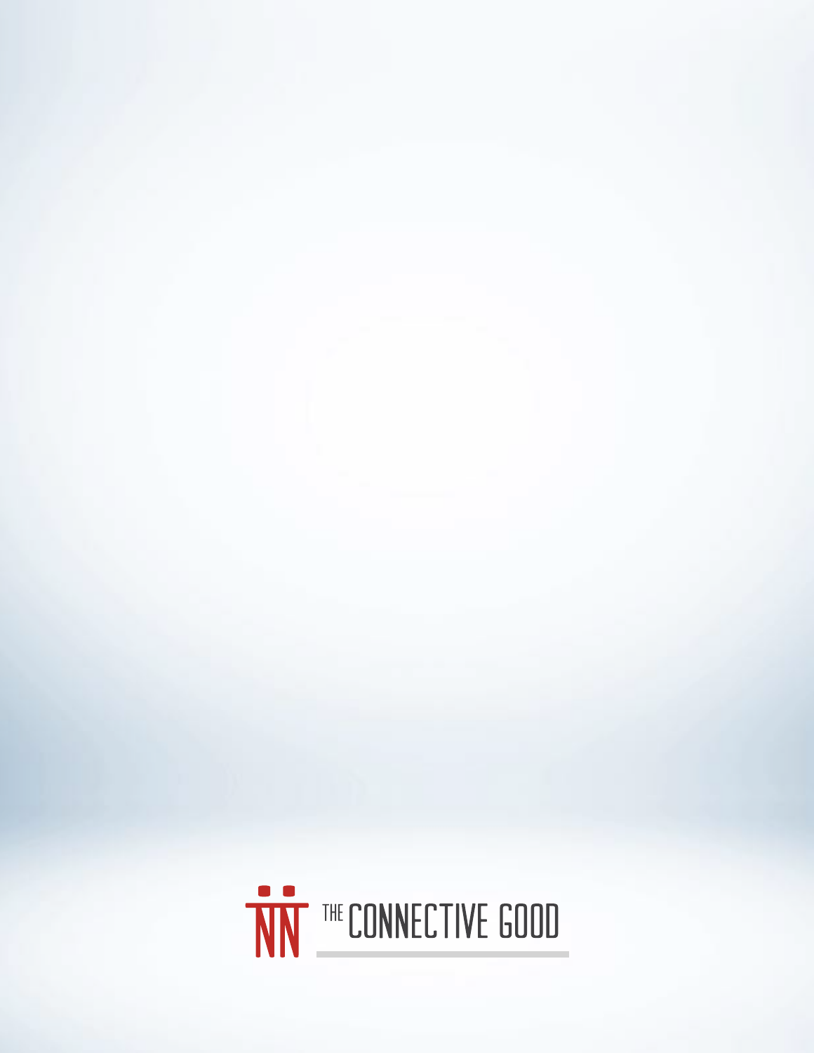THE CONNECTIVE GOOD